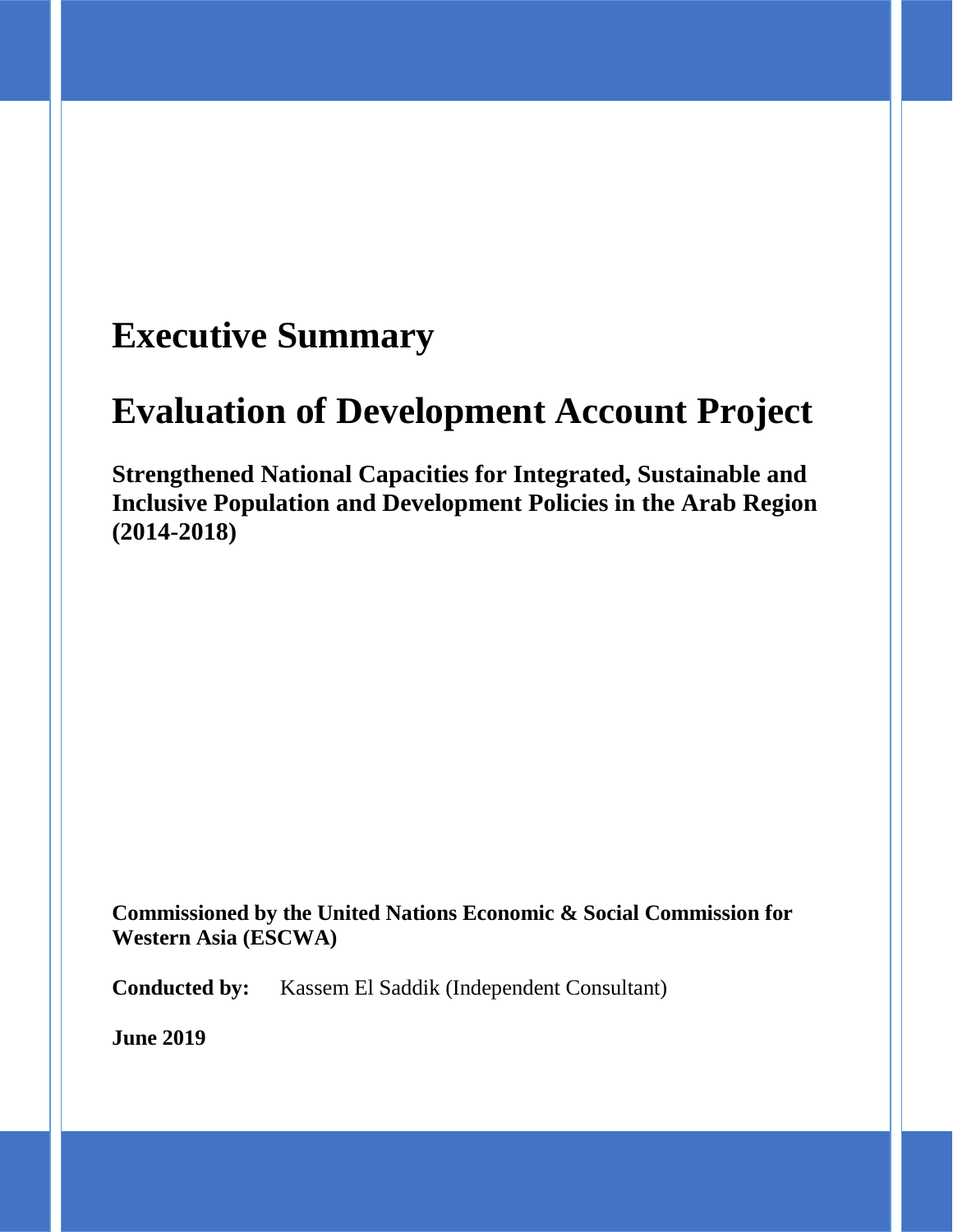# Executive Summary

# Evaluation of Development Account Project

### Strengthened National Capacities for Integrated, Sustainable and Inclusive Population and Development Policies in the Arab Region (2014-2018)

**Commissioned by the United Nations Economic & Social Commission for Western Asia (ESCWA)**

**Conducted by:** Kassem El Saddik (Independent Consultant)

**June 2019**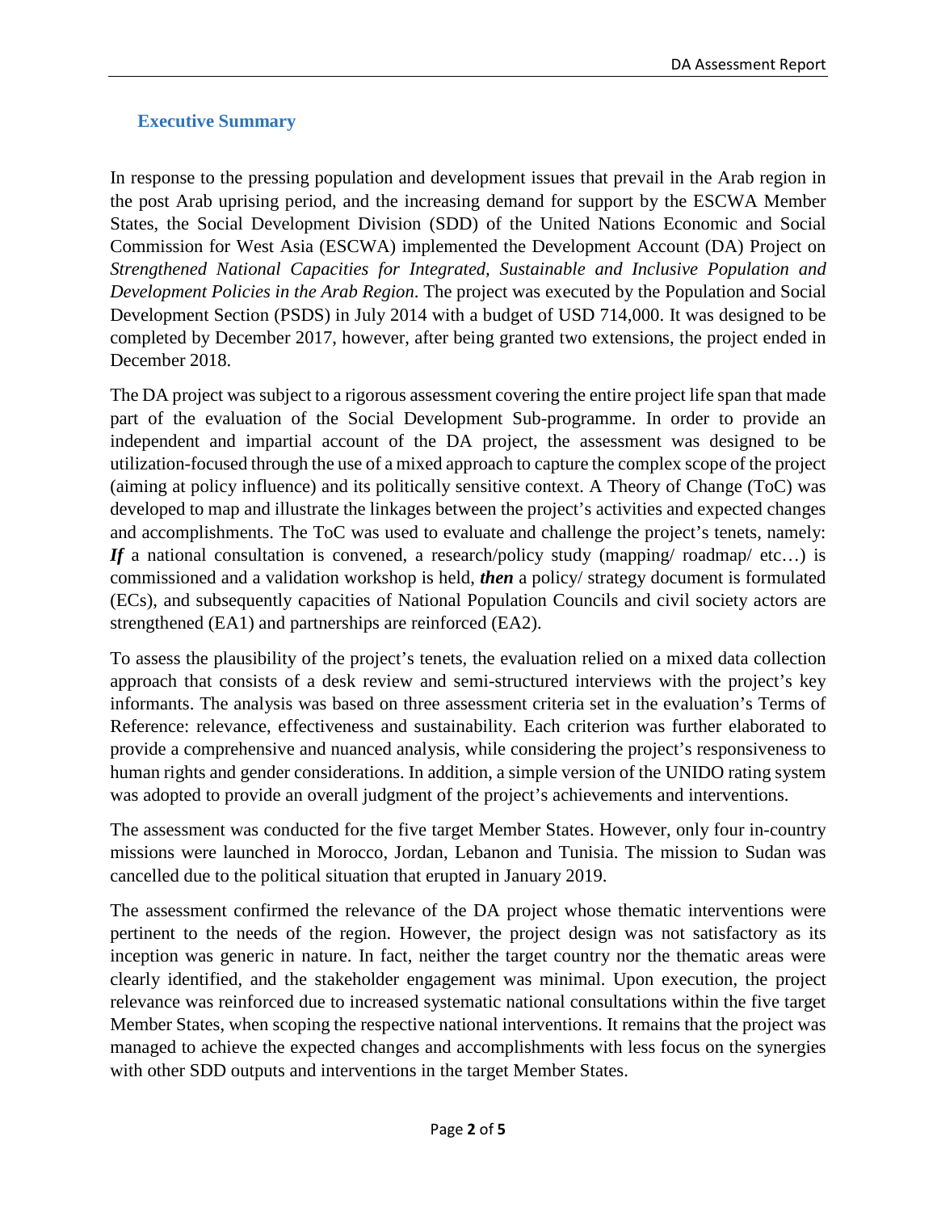## Executive Summary

In response to the pressing population and development issues that prevail in the Arab region in the post Arab uprising period, and the increasing demand for support by the ESCWA Member States, the Social Development Division (SDD) of the United Nations Economic and Social Commission for West Asia (ESCWA) implemented the Development Account (DA) Project on *Strengthened National Capacities for Integrated, Sustainable and Inclusive Population and Development Policies in the Arab Region*. The project was executed by the Population and Social Development Section (PSDS) in July 2014 with a budget of USD 714,000. It was designed to be completed by December 2017, however, after being granted two extensions, the project ended in December 2018.

The DA project was subject to a rigorous assessment covering the entire project life span that made part of the evaluation of the Social Development Sub-programme. In order to provide an independent and impartial account of the DA project, the assessment was designed to be utilization-focused through the use of a mixed approach to capture the complex scope of the project (aiming at policy influence) and its politically sensitive context. A Theory of Change (ToC) was developed to map and illustrate the linkages between the project's activities and expected changes and accomplishments. The ToC was used to evaluate and challenge the project's tenets, namely: ***If*** a national consultation is convened, a research/policy study (mapping/ roadmap/ etc…) is commissioned and a validation workshop is held, ***then*** a policy/ strategy document is formulated (ECs), and subsequently capacities of National Population Councils and civil society actors are strengthened (EA1) and partnerships are reinforced (EA2).

To assess the plausibility of the project's tenets, the evaluation relied on a mixed data collection approach that consists of a desk review and semi-structured interviews with the project's key informants. The analysis was based on three assessment criteria set in the evaluation's Terms of Reference: relevance, effectiveness and sustainability. Each criterion was further elaborated to provide a comprehensive and nuanced analysis, while considering the project's responsiveness to human rights and gender considerations. In addition, a simple version of the UNIDO rating system was adopted to provide an overall judgment of the project's achievements and interventions.

The assessment was conducted for the five target Member States. However, only four in-country missions were launched in Morocco, Jordan, Lebanon and Tunisia. The mission to Sudan was cancelled due to the political situation that erupted in January 2019.

The assessment confirmed the relevance of the DA project whose thematic interventions were pertinent to the needs of the region. However, the project design was not satisfactory as its inception was generic in nature. In fact, neither the target country nor the thematic areas were clearly identified, and the stakeholder engagement was minimal. Upon execution, the project relevance was reinforced due to increased systematic national consultations within the five target Member States, when scoping the respective national interventions. It remains that the project was managed to achieve the expected changes and accomplishments with less focus on the synergies with other SDD outputs and interventions in the target Member States.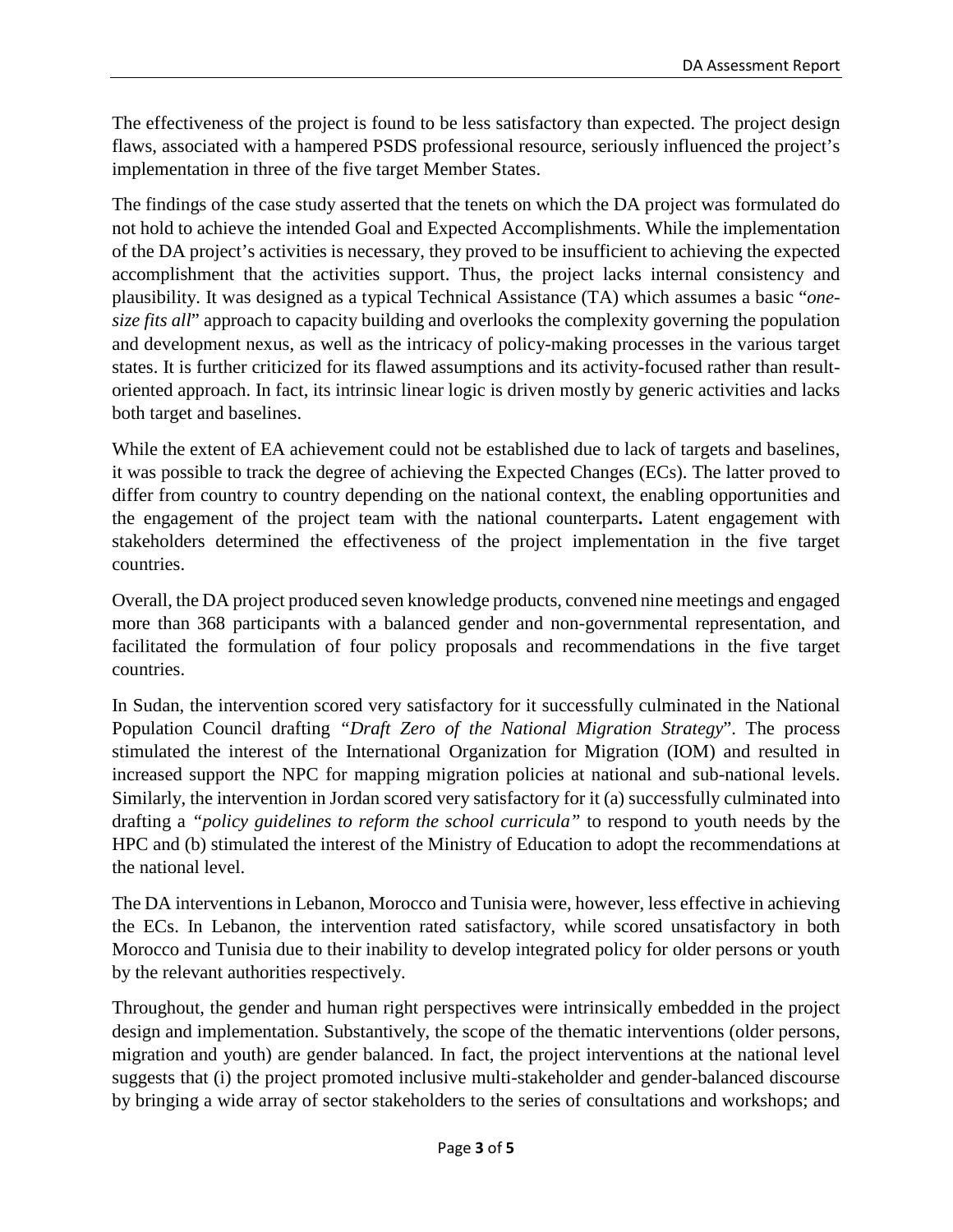The effectiveness of the project is found to be less satisfactory than expected. The project design flaws, associated with a hampered PSDS professional resource, seriously influenced the project's implementation in three of the five target Member States.

The findings of the case study asserted that the tenets on which the DA project was formulated do not hold to achieve the intended Goal and Expected Accomplishments. While the implementation of the DA project's activities is necessary, they proved to be insufficient to achieving the expected accomplishment that the activities support. Thus, the project lacks internal consistency and plausibility. It was designed as a typical Technical Assistance (TA) which assumes a basic "*one-size fits all*" approach to capacity building and overlooks the complexity governing the population and development nexus, as well as the intricacy of policy-making processes in the various target states. It is further criticized for its flawed assumptions and its activity-focused rather than result-oriented approach. In fact, its intrinsic linear logic is driven mostly by generic activities and lacks both target and baselines.

While the extent of EA achievement could not be established due to lack of targets and baselines, it was possible to track the degree of achieving the Expected Changes (ECs). The latter proved to differ from country to country depending on the national context, the enabling opportunities and the engagement of the project team with the national counterparts**.** Latent engagement with stakeholders determined the effectiveness of the project implementation in the five target countries.

Overall, the DA project produced seven knowledge products, convened nine meetings and engaged more than 368 participants with a balanced gender and non-governmental representation, and facilitated the formulation of four policy proposals and recommendations in the five target countries.

In Sudan, the intervention scored very satisfactory for it successfully culminated in the National Population Council drafting "*Draft Zero of the National Migration Strategy*". The process stimulated the interest of the International Organization for Migration (IOM) and resulted in increased support the NPC for mapping migration policies at national and sub-national levels. Similarly, the intervention in Jordan scored very satisfactory for it (a) successfully culminated into drafting a *"policy guidelines to reform the school curricula"* to respond to youth needs by the HPC and (b) stimulated the interest of the Ministry of Education to adopt the recommendations at the national level.

The DA interventions in Lebanon, Morocco and Tunisia were, however, less effective in achieving the ECs. In Lebanon, the intervention rated satisfactory, while scored unsatisfactory in both Morocco and Tunisia due to their inability to develop integrated policy for older persons or youth by the relevant authorities respectively.

Throughout, the gender and human right perspectives were intrinsically embedded in the project design and implementation. Substantively, the scope of the thematic interventions (older persons, migration and youth) are gender balanced. In fact, the project interventions at the national level suggests that (i) the project promoted inclusive multi-stakeholder and gender-balanced discourse by bringing a wide array of sector stakeholders to the series of consultations and workshops; and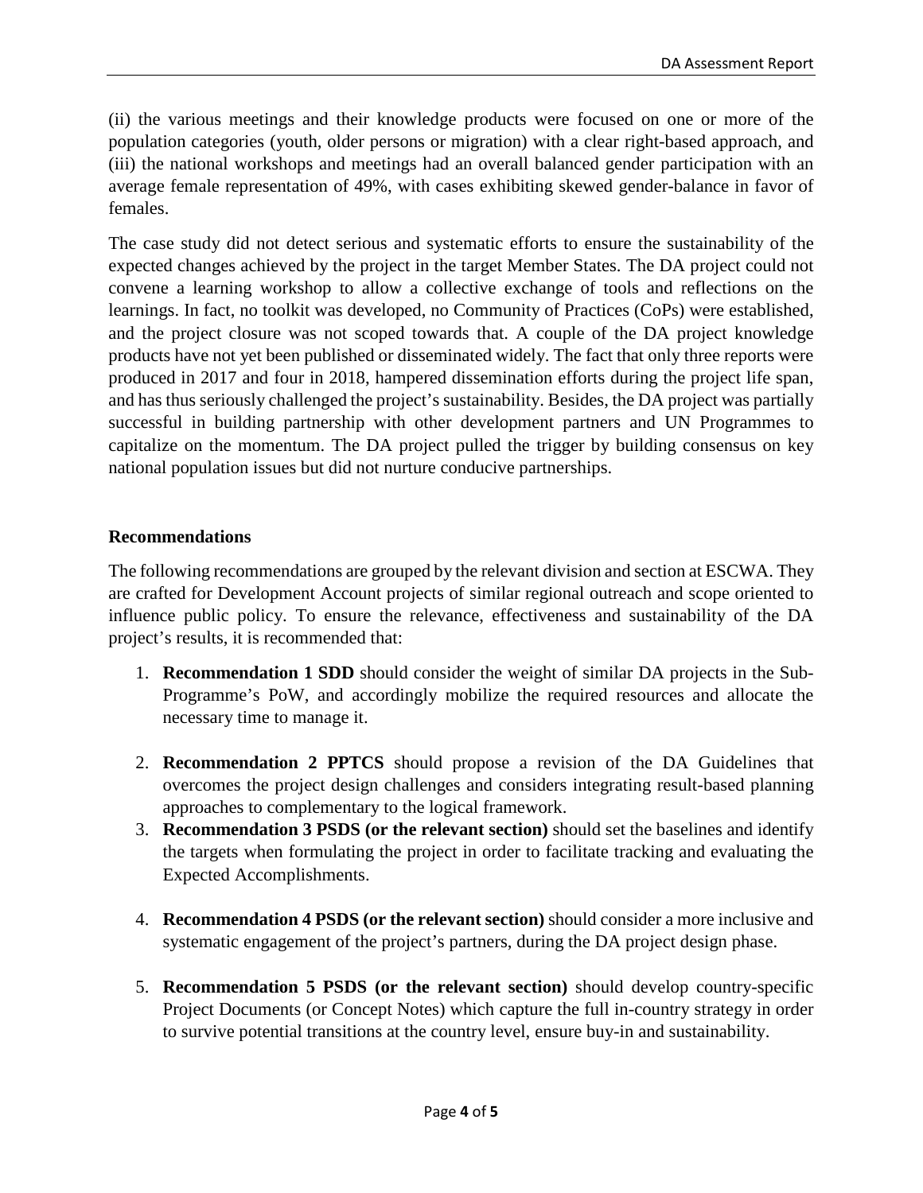(ii) the various meetings and their knowledge products were focused on one or more of the population categories (youth, older persons or migration) with a clear right-based approach, and (iii) the national workshops and meetings had an overall balanced gender participation with an average female representation of 49%, with cases exhibiting skewed gender-balance in favor of females.

The case study did not detect serious and systematic efforts to ensure the sustainability of the expected changes achieved by the project in the target Member States. The DA project could not convene a learning workshop to allow a collective exchange of tools and reflections on the learnings. In fact, no toolkit was developed, no Community of Practices (CoPs) were established, and the project closure was not scoped towards that. A couple of the DA project knowledge products have not yet been published or disseminated widely. The fact that only three reports were produced in 2017 and four in 2018, hampered dissemination efforts during the project life span, and has thus seriously challenged the project's sustainability. Besides, the DA project was partially successful in building partnership with other development partners and UN Programmes to capitalize on the momentum. The DA project pulled the trigger by building consensus on key national population issues but did not nurture conducive partnerships.

**Recommendations**

The following recommendations are grouped by the relevant division and section at ESCWA. They are crafted for Development Account projects of similar regional outreach and scope oriented to influence public policy. To ensure the relevance, effectiveness and sustainability of the DA project's results, it is recommended that:

1. **Recommendation 1 SDD** should consider the weight of similar DA projects in the Sub-Programme's PoW, and accordingly mobilize the required resources and allocate the necessary time to manage it.
2. **Recommendation 2 PPTCS** should propose a revision of the DA Guidelines that overcomes the project design challenges and considers integrating result-based planning approaches to complementary to the logical framework.
3. **Recommendation 3 PSDS (or the relevant section)** should set the baselines and identify the targets when formulating the project in order to facilitate tracking and evaluating the Expected Accomplishments.
4. **Recommendation 4 PSDS (or the relevant section)** should consider a more inclusive and systematic engagement of the project's partners, during the DA project design phase.
5. **Recommendation 5 PSDS (or the relevant section)** should develop country-specific Project Documents (or Concept Notes) which capture the full in-country strategy in order to survive potential transitions at the country level, ensure buy-in and sustainability.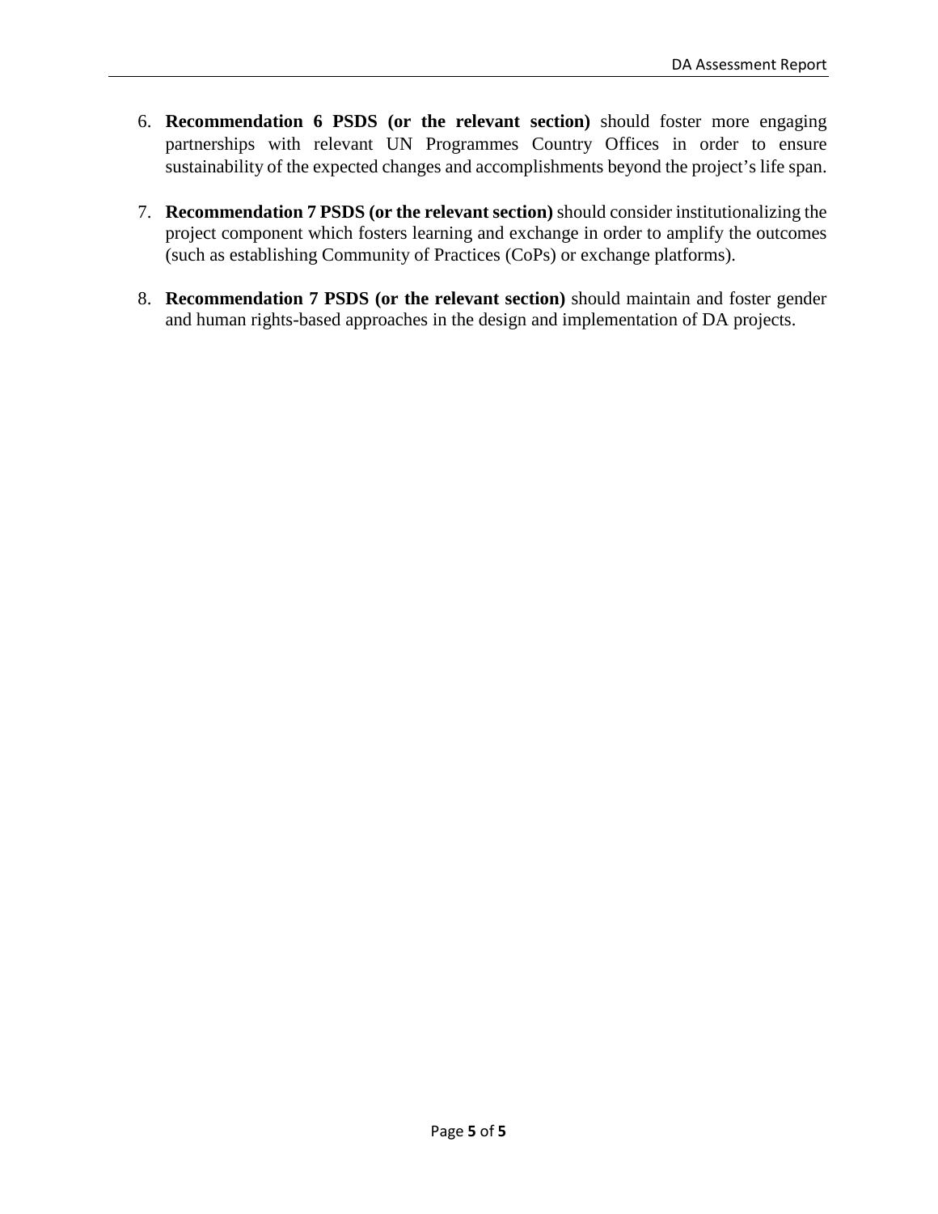6. **Recommendation 6 PSDS (or the relevant section)** should foster more engaging partnerships with relevant UN Programmes Country Offices in order to ensure sustainability of the expected changes and accomplishments beyond the project's life span.

7. **Recommendation 7 PSDS (or the relevant section)** should consider institutionalizing the project component which fosters learning and exchange in order to amplify the outcomes (such as establishing Community of Practices (CoPs) or exchange platforms).

8. **Recommendation 7 PSDS (or the relevant section)** should maintain and foster gender and human rights-based approaches in the design and implementation of DA projects.